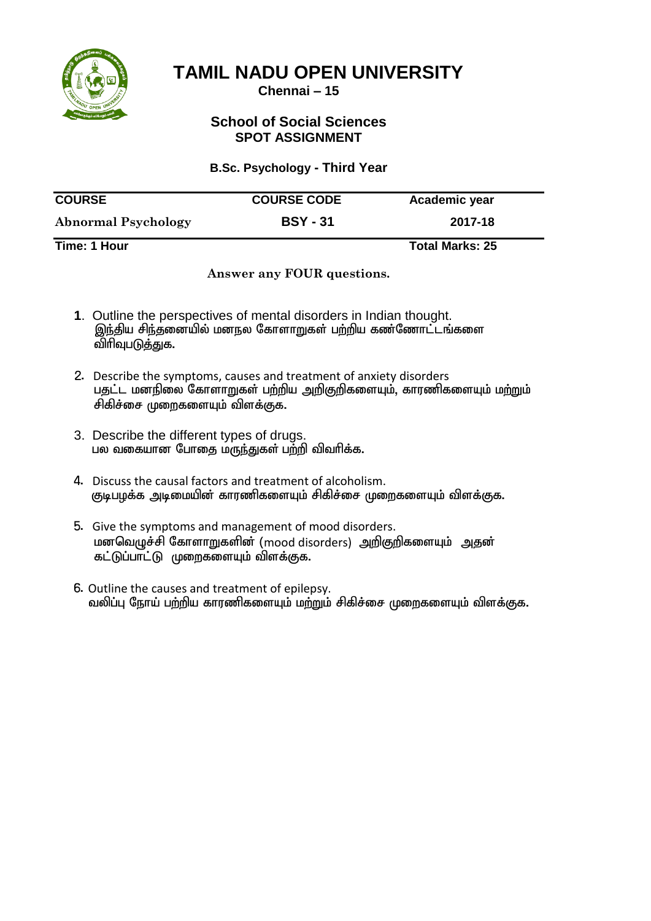# TAMIL NADU OPEN UNIVERSITY

**Chennai – 15**

## School of Social Sciences
**SPOT ASSIGNMENT**

**B.Sc. Psychology - Third Year**

| COURSE | COURSE CODE | Academic year |
|---|---|---|
| Abnormal Psychology | BSY - 31 | 2017-18 |

**Time: 1 Hour** **Total Marks: 25**

**Answer any FOUR questions.**

1. Outline the perspectives of mental disorders in Indian thought.
   இந்திய சிந்தனையில் மனநல கோளாறுகள் பற்றிய கண்ணோட்டங்களை விரிவுபடுத்துக.

2. Describe the symptoms, causes and treatment of anxiety disorders
   பதட்ட மனநிலை கோளாறுகள் பற்றிய அறிகுறிகளையும், காரணிகளையும் மற்றும் சிகிச்சை முறைகளையும் விளக்குக.

3. Describe the different types of drugs.
   பல வகையான போதை மருந்துகள் பற்றி விவரிக்க.

4. Discuss the causal factors and treatment of alcoholism.
   குடிபழக்க அடிமையின் காரணிகளையும் சிகிச்சை முறைகளையும் விளக்குக.

5. Give the symptoms and management of mood disorders.
   மனவெழுச்சி கோளாறுகளின் (mood disorders) அறிகுறிகளையும் அதன் கட்டுப்பாட்டு முறைகளையும் விளக்குக.

6. Outline the causes and treatment of epilepsy.
   வலிப்பு நோய் பற்றிய காரணிகளையும் மற்றும் சிகிச்சை முறைகளையும் விளக்குக.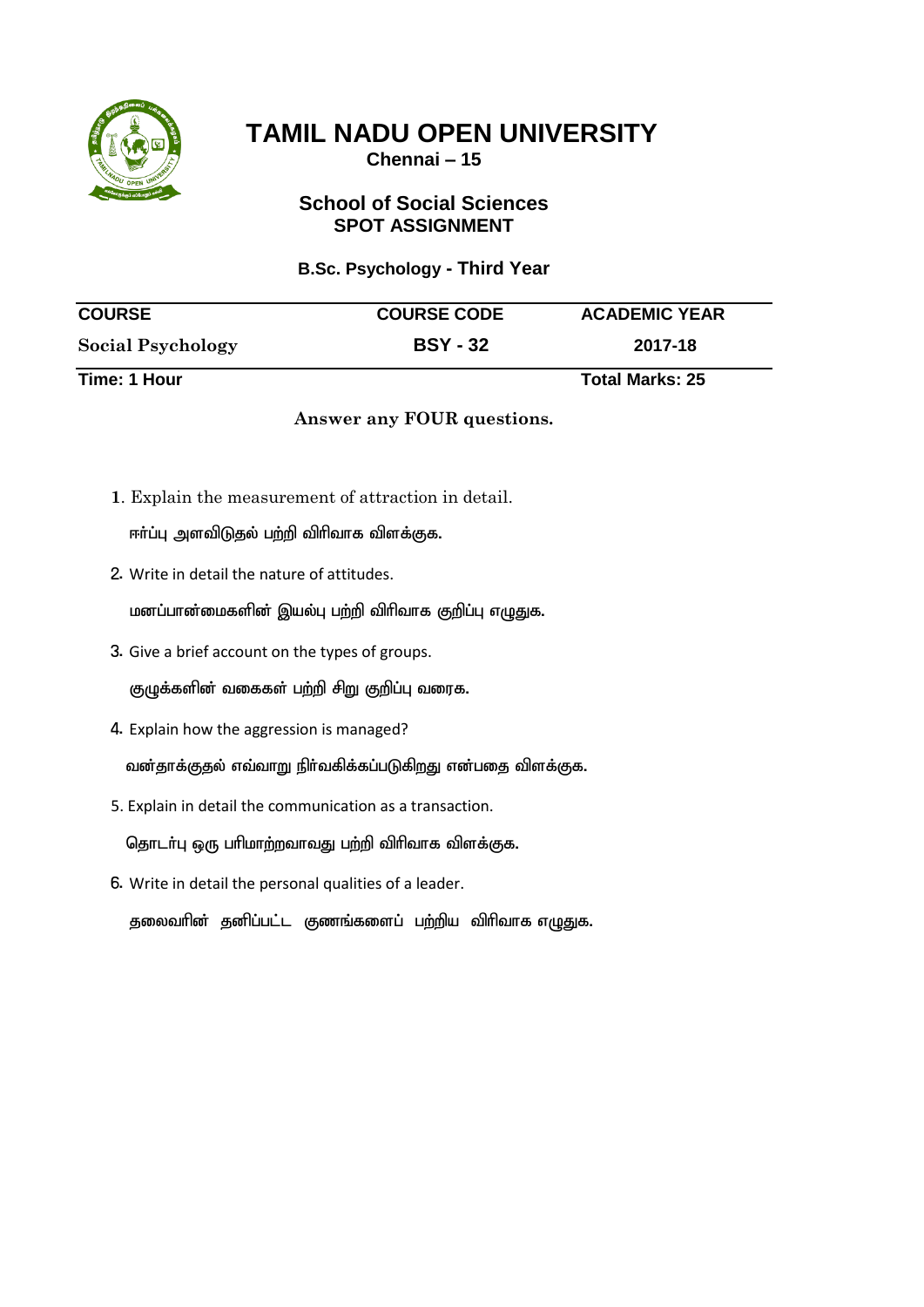# TAMIL NADU OPEN UNIVERSITY

**Chennai – 15**

## School of Social Sciences

### SPOT ASSIGNMENT

**B.Sc. Psychology - Third Year**

| COURSE | COURSE CODE | ACADEMIC YEAR |
|---|---|---|
| Social Psychology | BSY - 32 | 2017-18 |

**Time: 1 Hour** **Total Marks: 25**

**Answer any FOUR questions.**

1. Explain the measurement of attraction in detail.

   ஈர்ப்பு அளவிடுதல் பற்றி விரிவாக விளக்குக.

2. Write in detail the nature of attitudes.

   மனப்பான்மைகளின் இயல்பு பற்றி விரிவாக குறிப்பு எழுதுக.

3. Give a brief account on the types of groups.

   குழுக்களின் வகைகள் பற்றி சிறு குறிப்பு வரைக.

4. Explain how the aggression is managed?

   வன்தாக்குதல் எவ்வாறு நிர்வகிக்கப்படுகிறது என்பதை விளக்குக.

5. Explain in detail the communication as a transaction.

   தொடர்பு ஒரு பரிமாற்றவாவது பற்றி விரிவாக விளக்குக.

6. Write in detail the personal qualities of a leader.

   தலைவரின் தனிப்பட்ட குணங்களைப் பற்றிய விரிவாக எழுதுக.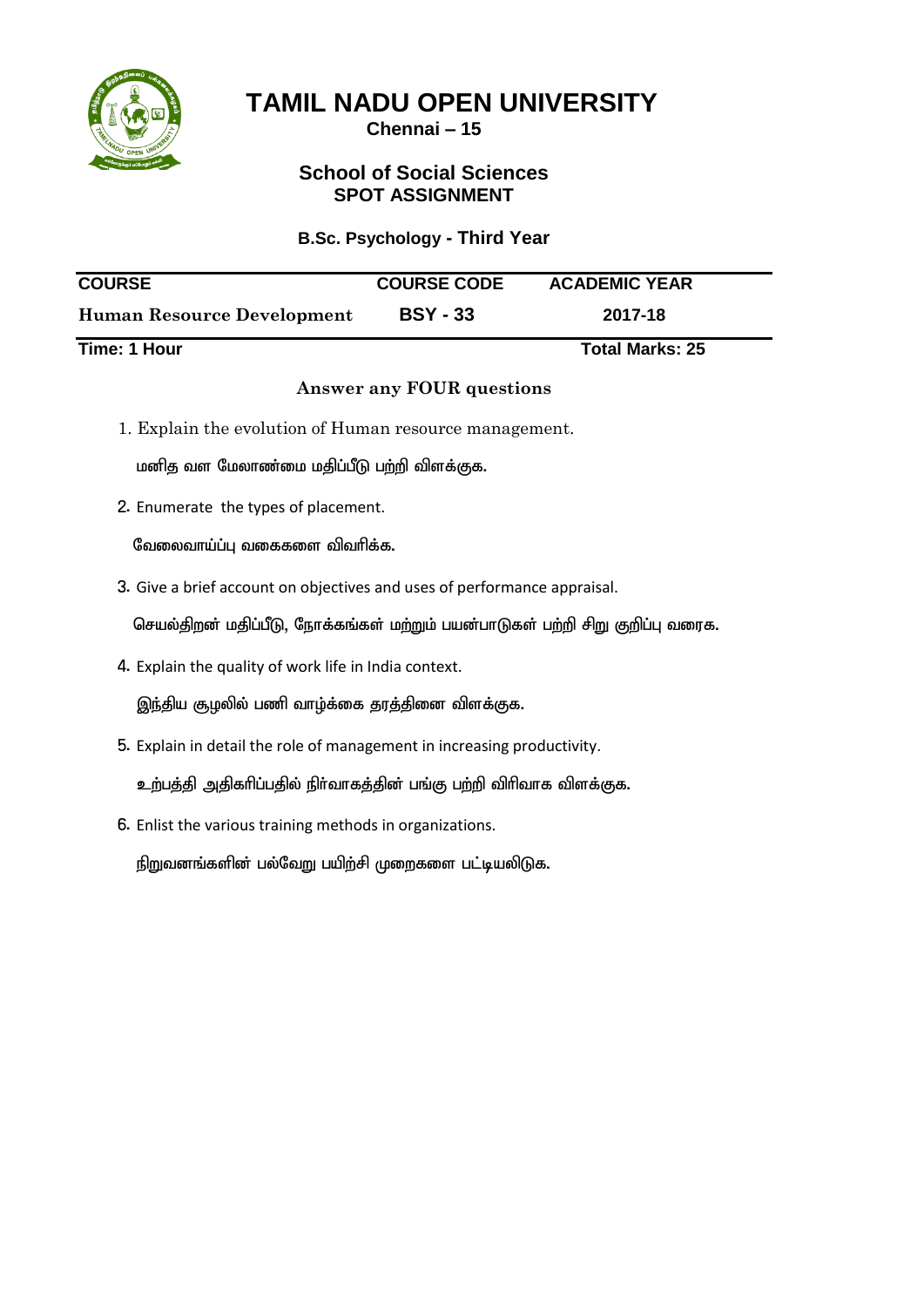# TAMIL NADU OPEN UNIVERSITY

**Chennai – 15**

## School of Social Sciences
### SPOT ASSIGNMENT

**B.Sc. Psychology - Third Year**

| COURSE | COURSE CODE | ACADEMIC YEAR |
|---|---|---|
| Human Resource Development | BSY - 33 | 2017-18 |

**Time: 1 Hour** **Total Marks: 25**

**Answer any FOUR questions**

1. Explain the evolution of Human resource management.

   மனித வள மேலாண்மை மதிப்பீடு பற்றி விளக்குக.

2. Enumerate the types of placement.

   வேலைவாய்ப்பு வகைகளை விவரிக்க.

3. Give a brief account on objectives and uses of performance appraisal.

   செயல்திறன் மதிப்பீடு, நோக்கங்கள் மற்றும் பயன்பாடுகள் பற்றி சிறு குறிப்பு வரைக.

4. Explain the quality of work life in India context.

   இந்திய சூழலில் பணி வாழ்க்கை தரத்தினை விளக்குக.

5. Explain in detail the role of management in increasing productivity.

   உற்பத்தி அதிகரிப்பதில் நிர்வாகத்தின் பங்கு பற்றி விரிவாக விளக்குக.

6. Enlist the various training methods in organizations.

   நிறுவனங்களின் பல்வேறு பயிற்சி முறைகளை பட்டியலிடுக.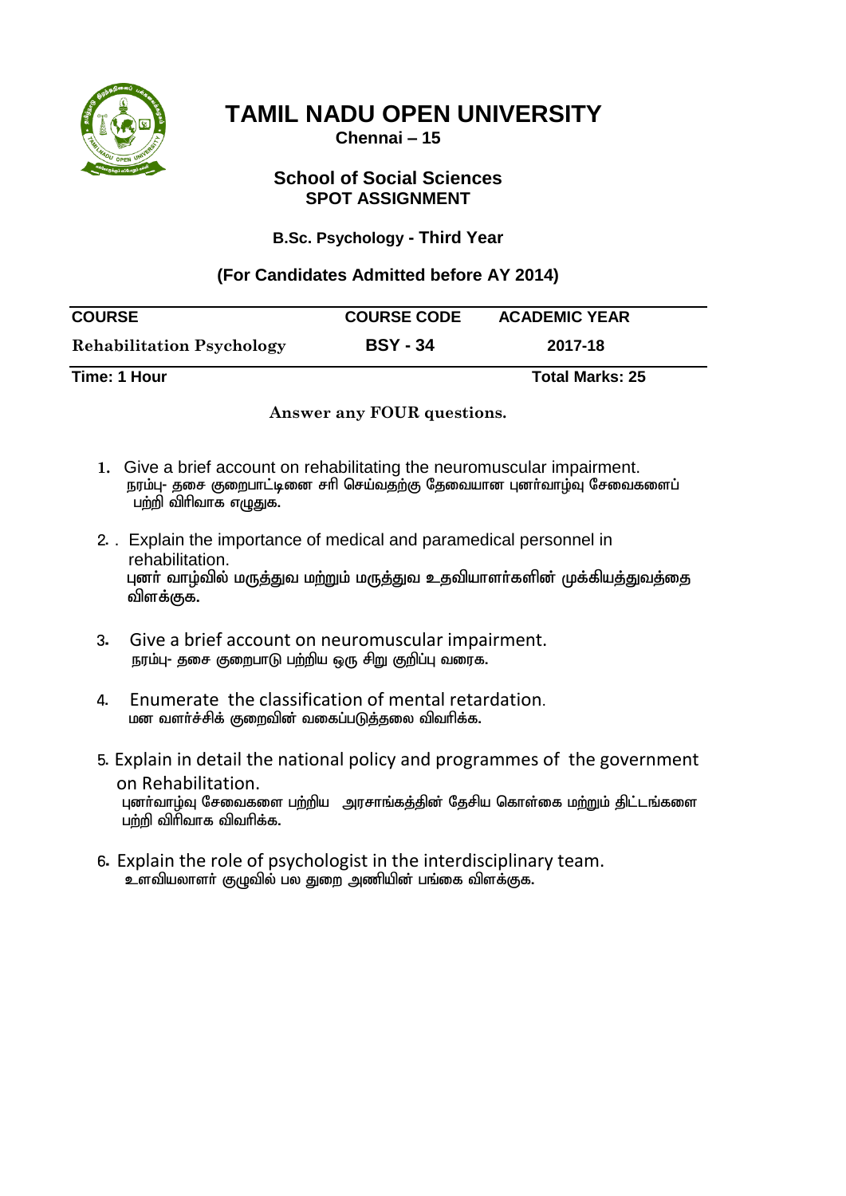# TAMIL NADU OPEN UNIVERSITY

**Chennai – 15**

## School of Social Sciences
### SPOT ASSIGNMENT

**B.Sc. Psychology - Third Year**

**(For Candidates Admitted before AY 2014)**

| COURSE | COURSE CODE | ACADEMIC YEAR |
|---|---|---|
| Rehabilitation Psychology | BSY - 34 | 2017-18 |

**Time: 1 Hour** **Total Marks: 25**

**Answer any FOUR questions.**

1. Give a brief account on rehabilitating the neuromuscular impairment.
   நரம்பு- தசை குறைபாட்டினை சரி செய்வதற்கு தேவையான புனர்வாழ்வு சேவைகளைப் பற்றி விரிவாக எழுதுக.

2. . Explain the importance of medical and paramedical personnel in rehabilitation.
   புனர் வாழ்வில் மருத்துவ மற்றும் மருத்துவ உதவியாளர்களின் முக்கியத்துவத்தை விளக்குக.

3. Give a brief account on neuromuscular impairment.
   நரம்பு- தசை குறைபாடு பற்றிய ஒரு சிறு குறிப்பு வரைக.

4. Enumerate the classification of mental retardation.
   மன வளர்ச்சிக் குறைவின் வகைப்படுத்தலை விவரிக்க.

5. Explain in detail the national policy and programmes of the government on Rehabilitation.
   புனர்வாழ்வு சேவைகளை பற்றிய அரசாங்கத்தின் தேசிய கொள்கை மற்றும் திட்டங்களை பற்றி விரிவாக விவரிக்க.

6. Explain the role of psychologist in the interdisciplinary team.
   உளவியலாளர் குழுவில் பல துறை அணியின் பங்கை விளக்குக.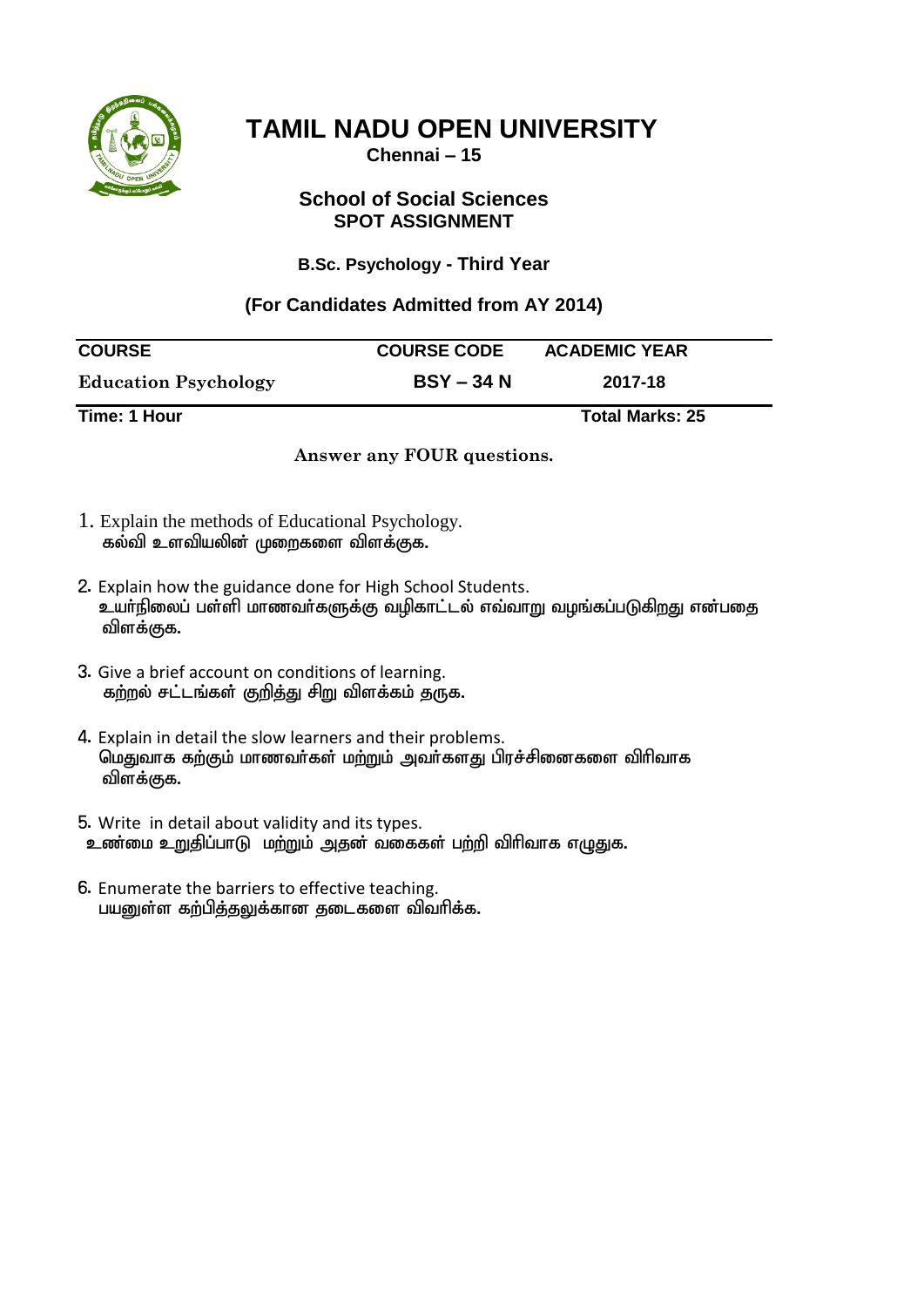# TAMIL NADU OPEN UNIVERSITY

**Chennai – 15**

## School of Social Sciences

**SPOT ASSIGNMENT**

**B.Sc. Psychology - Third Year**

**(For Candidates Admitted from AY 2014)**

| COURSE | COURSE CODE | ACADEMIC YEAR |
|---|---|---|
| Education Psychology | BSY – 34 N | 2017-18 |

**Time: 1 Hour** **Total Marks: 25**

**Answer any FOUR questions.**

1. Explain the methods of Educational Psychology.
   **கல்வி உளவியலின் முறைகளை விளக்குக.**

2. Explain how the guidance done for High School Students.
   **உயர்நிலைப் பள்ளி மாணவர்களுக்கு வழிகாட்டல் எவ்வாறு வழங்கப்படுகிறது என்பதை விளக்குக.**

3. Give a brief account on conditions of learning.
   **கற்றல் சட்டங்கள் குறித்து சிறு விளக்கம் தருக.**

4. Explain in detail the slow learners and their problems.
   **மெதுவாக கற்கும் மாணவர்கள் மற்றும் அவர்களது பிரச்சினைகளை விரிவாக விளக்குக.**

5. Write in detail about validity and its types.
   **உண்மை உறுதிப்பாடு மற்றும் அதன் வகைகள் பற்றி விரிவாக எழுதுக.**

6. Enumerate the barriers to effective teaching.
   **பயனுள்ள கற்பித்தலுக்கான தடைகளை விவரிக்க.**